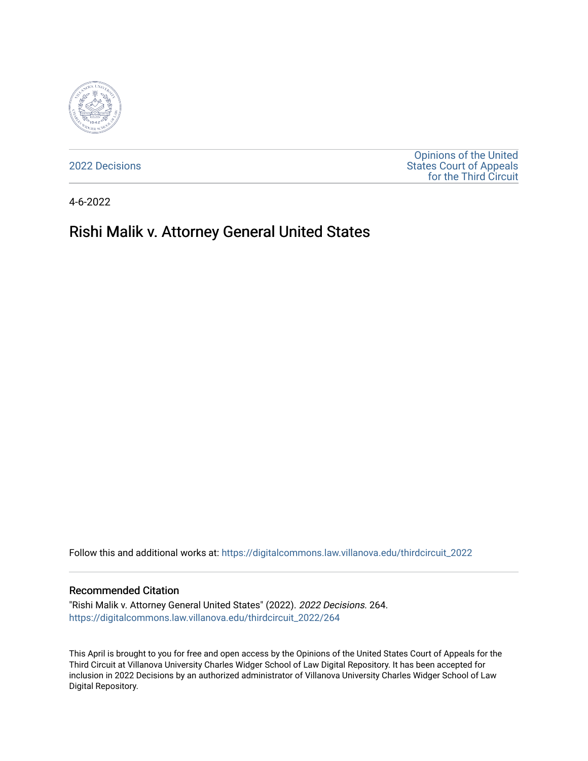2022 Decisions

Opinions of the United States Court of Appeals for the Third Circuit

4-6-2022

# Rishi Malik v. Attorney General United States

Follow this and additional works at: https://digitalcommons.law.villanova.edu/thirdcircuit_2022

## Recommended Citation

"Rishi Malik v. Attorney General United States" (2022). *2022 Decisions*. 264.
https://digitalcommons.law.villanova.edu/thirdcircuit_2022/264

This April is brought to you for free and open access by the Opinions of the United States Court of Appeals for the Third Circuit at Villanova University Charles Widger School of Law Digital Repository. It has been accepted for inclusion in 2022 Decisions by an authorized administrator of Villanova University Charles Widger School of Law Digital Repository.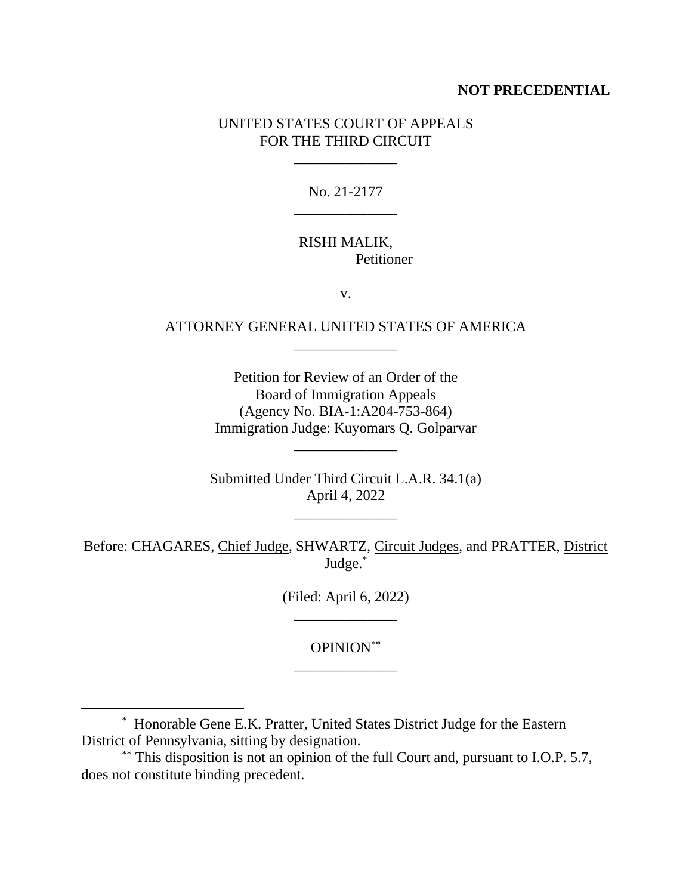**NOT PRECEDENTIAL**

UNITED STATES COURT OF APPEALS
FOR THE THIRD CIRCUIT

\_\_\_\_\_\_\_\_\_\_\_\_\_\_

No. 21-2177

\_\_\_\_\_\_\_\_\_\_\_\_\_\_

RISHI MALIK,
Petitioner

v.

ATTORNEY GENERAL UNITED STATES OF AMERICA

\_\_\_\_\_\_\_\_\_\_\_\_\_\_

Petition for Review of an Order of the
Board of Immigration Appeals
(Agency No. BIA-1:A204-753-864)
Immigration Judge: Kuyomars Q. Golparvar

\_\_\_\_\_\_\_\_\_\_\_\_\_\_

Submitted Under Third Circuit L.A.R. 34.1(a)
April 4, 2022

\_\_\_\_\_\_\_\_\_\_\_\_\_\_

Before: CHAGARES, Chief Judge, SHWARTZ, Circuit Judges, and PRATTER, District Judge.[*]

(Filed: April 6, 2022)

\_\_\_\_\_\_\_\_\_\_\_\_\_\_

OPINION[**]

\_\_\_\_\_\_\_\_\_\_\_\_\_\_

[*] Honorable Gene E.K. Pratter, United States District Judge for the Eastern District of Pennsylvania, sitting by designation.

[**] This disposition is not an opinion of the full Court and, pursuant to I.O.P. 5.7, does not constitute binding precedent.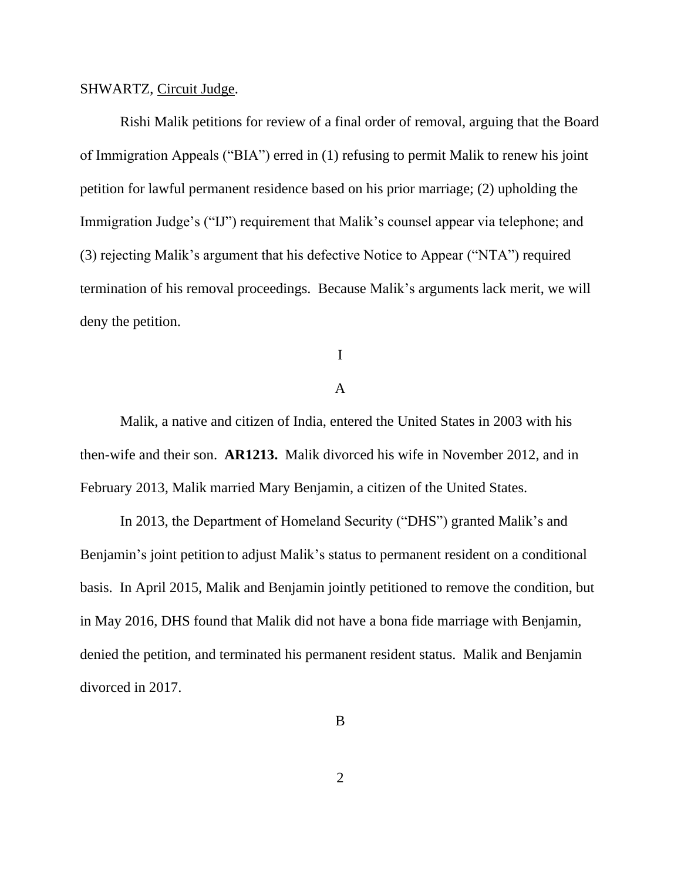SHWARTZ, Circuit Judge.

Rishi Malik petitions for review of a final order of removal, arguing that the Board of Immigration Appeals ("BIA") erred in (1) refusing to permit Malik to renew his joint petition for lawful permanent residence based on his prior marriage; (2) upholding the Immigration Judge's ("IJ") requirement that Malik's counsel appear via telephone; and (3) rejecting Malik's argument that his defective Notice to Appear ("NTA") required termination of his removal proceedings. Because Malik's arguments lack merit, we will deny the petition.

I

A

Malik, a native and citizen of India, entered the United States in 2003 with his then-wife and their son. **AR1213.** Malik divorced his wife in November 2012, and in February 2013, Malik married Mary Benjamin, a citizen of the United States.

In 2013, the Department of Homeland Security ("DHS") granted Malik's and Benjamin's joint petition to adjust Malik's status to permanent resident on a conditional basis. In April 2015, Malik and Benjamin jointly petitioned to remove the condition, but in May 2016, DHS found that Malik did not have a bona fide marriage with Benjamin, denied the petition, and terminated his permanent resident status. Malik and Benjamin divorced in 2017.

B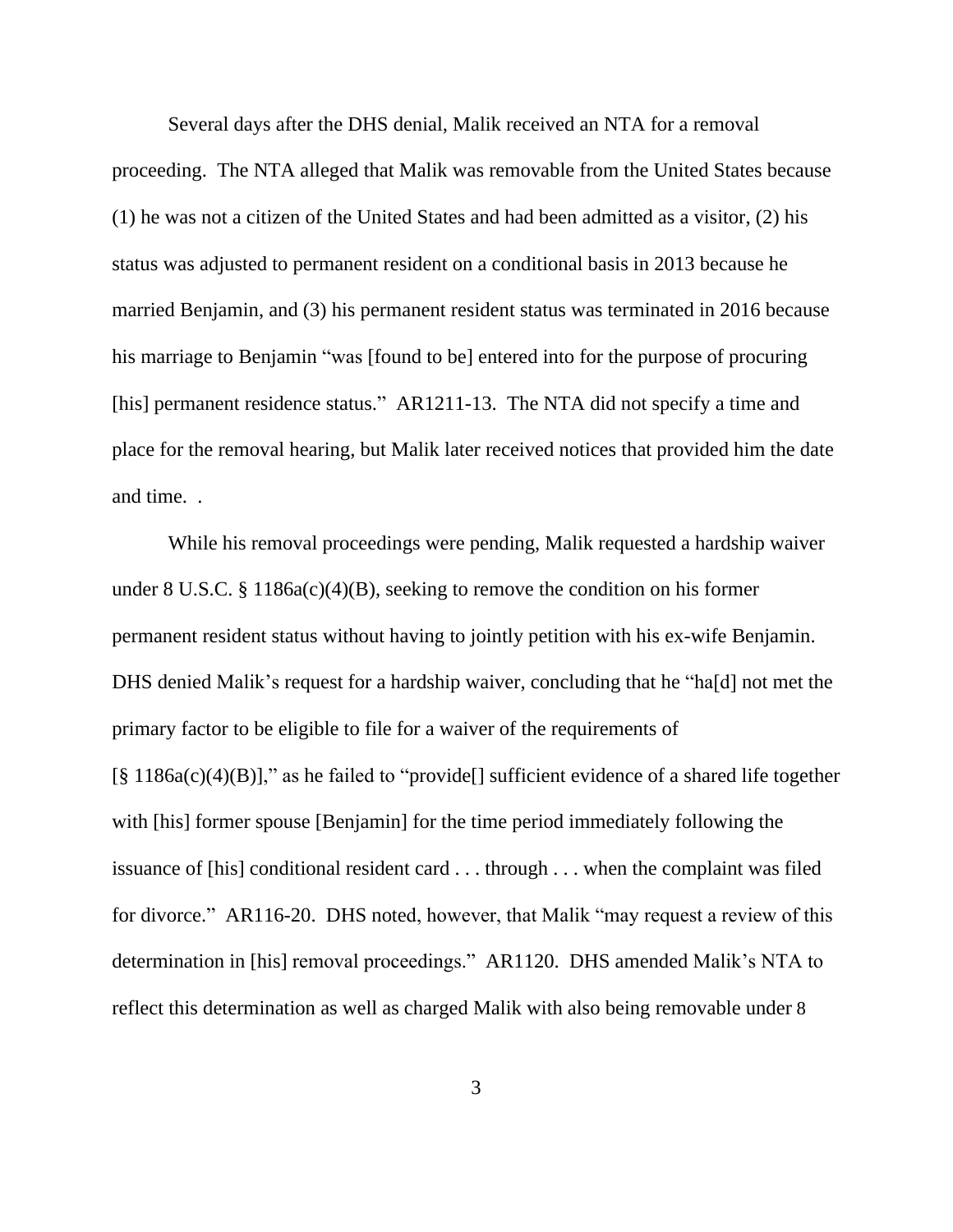Several days after the DHS denial, Malik received an NTA for a removal proceeding. The NTA alleged that Malik was removable from the United States because (1) he was not a citizen of the United States and had been admitted as a visitor, (2) his status was adjusted to permanent resident on a conditional basis in 2013 because he married Benjamin, and (3) his permanent resident status was terminated in 2016 because his marriage to Benjamin "was [found to be] entered into for the purpose of procuring [his] permanent residence status." AR1211-13. The NTA did not specify a time and place for the removal hearing, but Malik later received notices that provided him the date and time. .

While his removal proceedings were pending, Malik requested a hardship waiver under 8 U.S.C. § 1186a(c)(4)(B), seeking to remove the condition on his former permanent resident status without having to jointly petition with his ex-wife Benjamin. DHS denied Malik's request for a hardship waiver, concluding that he "ha[d] not met the primary factor to be eligible to file for a waiver of the requirements of [§ 1186a(c)(4)(B)]," as he failed to "provide[] sufficient evidence of a shared life together with [his] former spouse [Benjamin] for the time period immediately following the issuance of [his] conditional resident card . . . through . . . when the complaint was filed for divorce." AR116-20. DHS noted, however, that Malik "may request a review of this determination in [his] removal proceedings." AR1120. DHS amended Malik's NTA to reflect this determination as well as charged Malik with also being removable under 8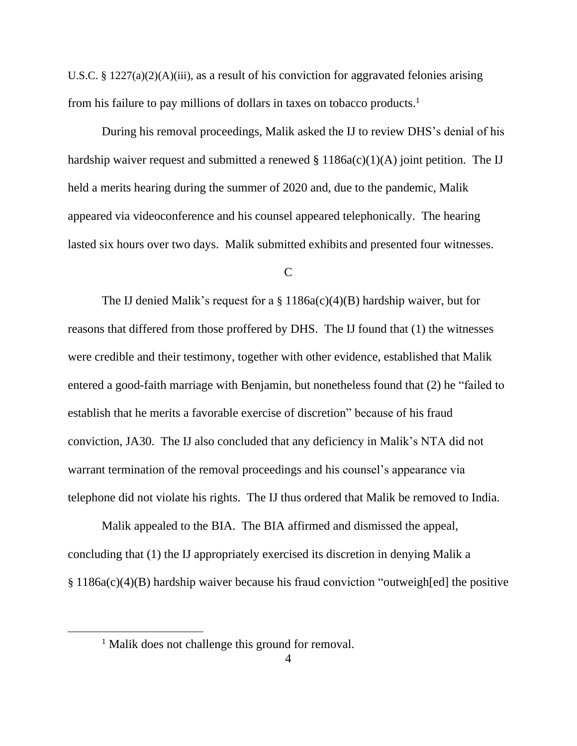U.S.C. § 1227(a)(2)(A)(iii), as a result of his conviction for aggravated felonies arising from his failure to pay millions of dollars in taxes on tobacco products.[1]

During his removal proceedings, Malik asked the IJ to review DHS's denial of his hardship waiver request and submitted a renewed § 1186a(c)(1)(A) joint petition. The IJ held a merits hearing during the summer of 2020 and, due to the pandemic, Malik appeared via videoconference and his counsel appeared telephonically. The hearing lasted six hours over two days. Malik submitted exhibits and presented four witnesses.

### C

The IJ denied Malik's request for a § 1186a(c)(4)(B) hardship waiver, but for reasons that differed from those proffered by DHS. The IJ found that (1) the witnesses were credible and their testimony, together with other evidence, established that Malik entered a good-faith marriage with Benjamin, but nonetheless found that (2) he "failed to establish that he merits a favorable exercise of discretion" because of his fraud conviction, JA30. The IJ also concluded that any deficiency in Malik's NTA did not warrant termination of the removal proceedings and his counsel's appearance via telephone did not violate his rights. The IJ thus ordered that Malik be removed to India.

Malik appealed to the BIA. The BIA affirmed and dismissed the appeal, concluding that (1) the IJ appropriately exercised its discretion in denying Malik a § 1186a(c)(4)(B) hardship waiver because his fraud conviction "outweigh[ed] the positive

---

[1] Malik does not challenge this ground for removal.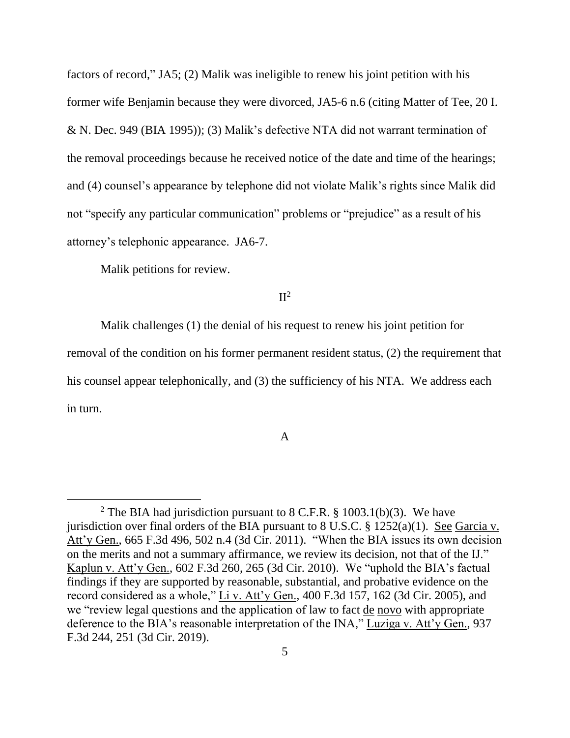factors of record," JA5; (2) Malik was ineligible to renew his joint petition with his former wife Benjamin because they were divorced, JA5-6 n.6 (citing Matter of Tee, 20 I. & N. Dec. 949 (BIA 1995)); (3) Malik's defective NTA did not warrant termination of the removal proceedings because he received notice of the date and time of the hearings; and (4) counsel's appearance by telephone did not violate Malik's rights since Malik did not "specify any particular communication" problems or "prejudice" as a result of his attorney's telephonic appearance. JA6-7.

Malik petitions for review.

## II[2]

Malik challenges (1) the denial of his request to renew his joint petition for removal of the condition on his former permanent resident status, (2) the requirement that his counsel appear telephonically, and (3) the sufficiency of his NTA. We address each in turn.

### A

---

[2] The BIA had jurisdiction pursuant to 8 C.F.R. § 1003.1(b)(3). We have jurisdiction over final orders of the BIA pursuant to 8 U.S.C. § 1252(a)(1). See Garcia v. Att'y Gen., 665 F.3d 496, 502 n.4 (3d Cir. 2011). "When the BIA issues its own decision on the merits and not a summary affirmance, we review its decision, not that of the IJ." Kaplun v. Att'y Gen., 602 F.3d 260, 265 (3d Cir. 2010). We "uphold the BIA's factual findings if they are supported by reasonable, substantial, and probative evidence on the record considered as a whole," Li v. Att'y Gen., 400 F.3d 157, 162 (3d Cir. 2005), and we "review legal questions and the application of law to fact de novo with appropriate deference to the BIA's reasonable interpretation of the INA," Luziga v. Att'y Gen., 937 F.3d 244, 251 (3d Cir. 2019).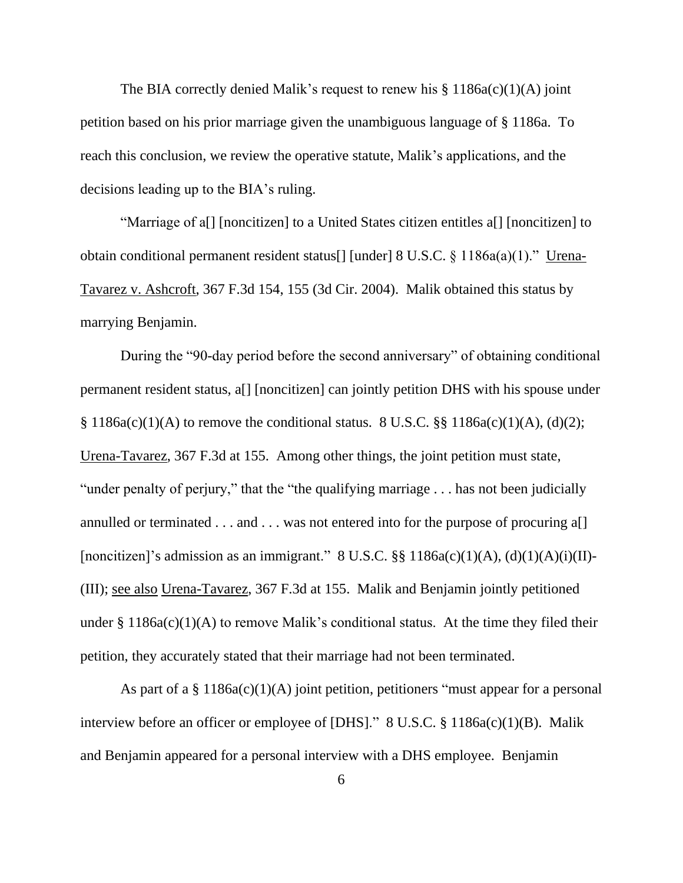The BIA correctly denied Malik's request to renew his § 1186a(c)(1)(A) joint petition based on his prior marriage given the unambiguous language of § 1186a. To reach this conclusion, we review the operative statute, Malik's applications, and the decisions leading up to the BIA's ruling.

"Marriage of a[] [noncitizen] to a United States citizen entitles a[] [noncitizen] to obtain conditional permanent resident status[] [under] 8 U.S.C. § 1186a(a)(1)." Urena-Tavarez v. Ashcroft, 367 F.3d 154, 155 (3d Cir. 2004). Malik obtained this status by marrying Benjamin.

During the "90-day period before the second anniversary" of obtaining conditional permanent resident status, a[] [noncitizen] can jointly petition DHS with his spouse under § 1186a(c)(1)(A) to remove the conditional status. 8 U.S.C. §§ 1186a(c)(1)(A), (d)(2); Urena-Tavarez, 367 F.3d at 155. Among other things, the joint petition must state, "under penalty of perjury," that the "the qualifying marriage . . . has not been judicially annulled or terminated . . . and . . . was not entered into for the purpose of procuring a[] [noncitizen]'s admission as an immigrant." 8 U.S.C. §§ 1186a(c)(1)(A), (d)(1)(A)(i)(II)-(III); see also Urena-Tavarez, 367 F.3d at 155. Malik and Benjamin jointly petitioned under § 1186a(c)(1)(A) to remove Malik's conditional status. At the time they filed their petition, they accurately stated that their marriage had not been terminated.

As part of a § 1186a(c)(1)(A) joint petition, petitioners "must appear for a personal interview before an officer or employee of [DHS]." 8 U.S.C. § 1186a(c)(1)(B). Malik and Benjamin appeared for a personal interview with a DHS employee. Benjamin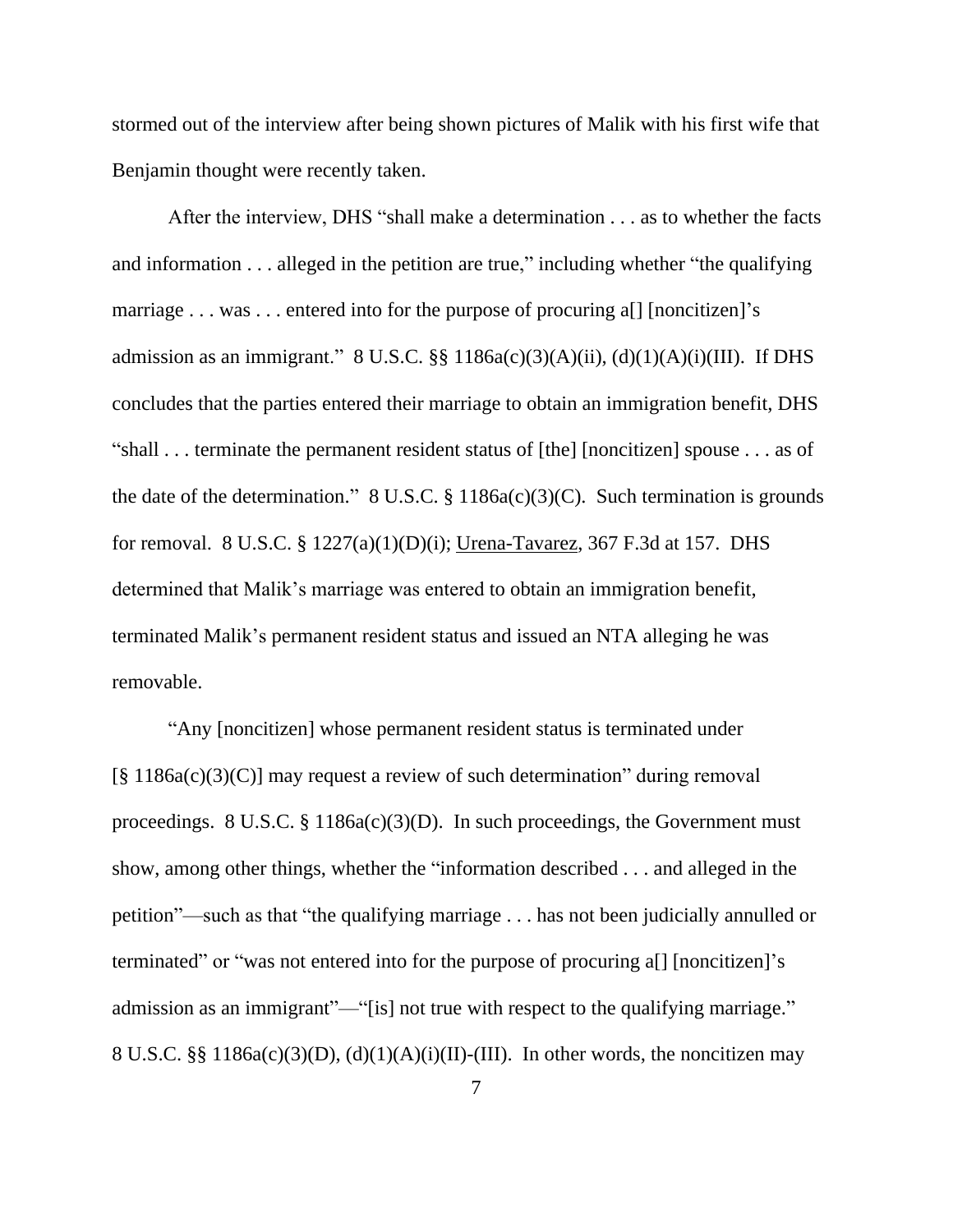stormed out of the interview after being shown pictures of Malik with his first wife that Benjamin thought were recently taken.

After the interview, DHS "shall make a determination . . . as to whether the facts and information . . . alleged in the petition are true," including whether "the qualifying marriage . . . was . . . entered into for the purpose of procuring a[] [noncitizen]'s admission as an immigrant." 8 U.S.C. §§ 1186a(c)(3)(A)(ii), (d)(1)(A)(i)(III). If DHS concludes that the parties entered their marriage to obtain an immigration benefit, DHS "shall . . . terminate the permanent resident status of [the] [noncitizen] spouse . . . as of the date of the determination." 8 U.S.C. § 1186a(c)(3)(C). Such termination is grounds for removal. 8 U.S.C. § 1227(a)(1)(D)(i); Urena-Tavarez, 367 F.3d at 157. DHS determined that Malik's marriage was entered to obtain an immigration benefit, terminated Malik's permanent resident status and issued an NTA alleging he was removable.

"Any [noncitizen] whose permanent resident status is terminated under [§ 1186a(c)(3)(C)] may request a review of such determination" during removal proceedings. 8 U.S.C. § 1186a(c)(3)(D). In such proceedings, the Government must show, among other things, whether the "information described . . . and alleged in the petition"—such as that "the qualifying marriage . . . has not been judicially annulled or terminated" or "was not entered into for the purpose of procuring a[] [noncitizen]'s admission as an immigrant"—"[is] not true with respect to the qualifying marriage." 8 U.S.C. §§ 1186a(c)(3)(D), (d)(1)(A)(i)(II)-(III). In other words, the noncitizen may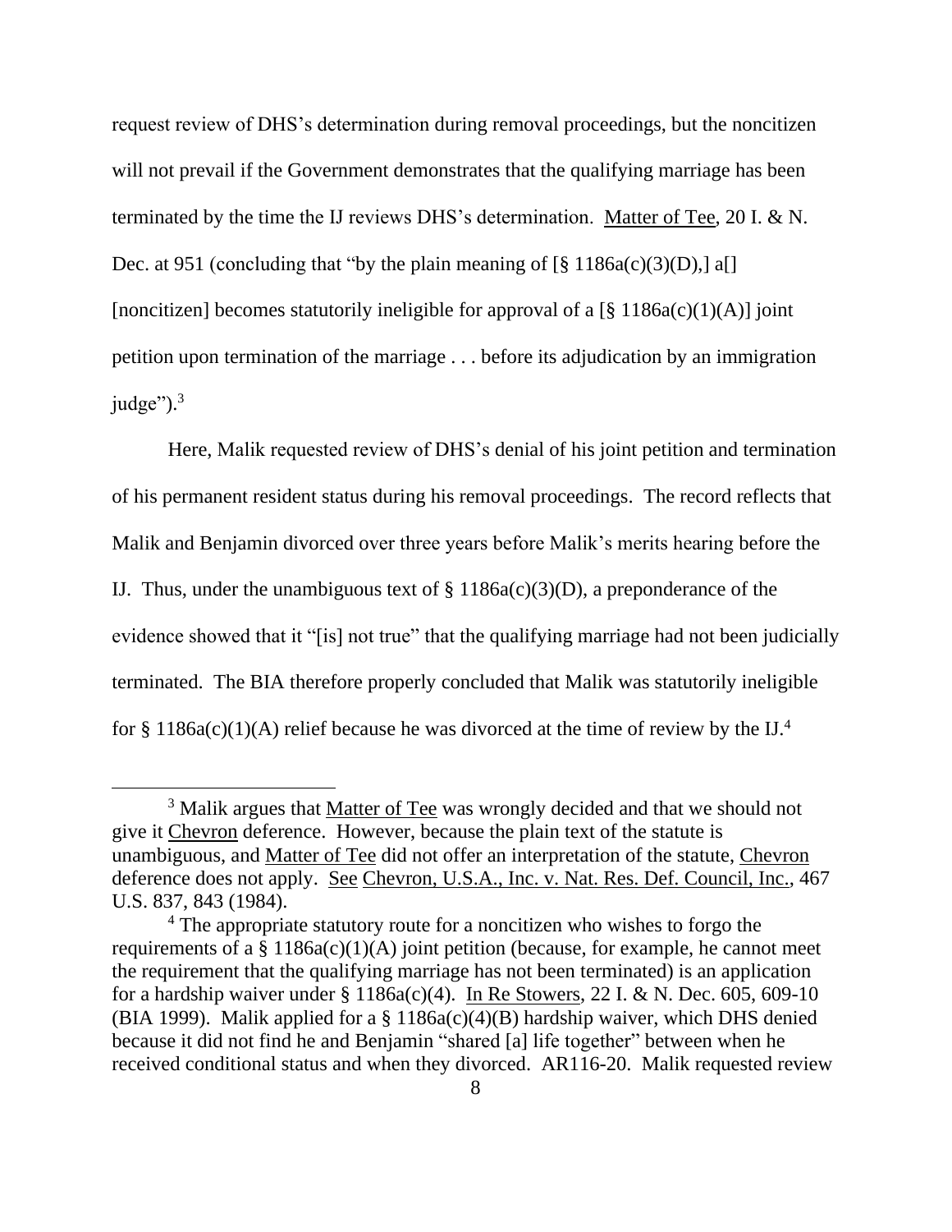request review of DHS's determination during removal proceedings, but the noncitizen will not prevail if the Government demonstrates that the qualifying marriage has been terminated by the time the IJ reviews DHS's determination. Matter of Tee, 20 I. & N. Dec. at 951 (concluding that "by the plain meaning of [§ 1186a(c)(3)(D),] a[] [noncitizen] becomes statutorily ineligible for approval of a [§ 1186a(c)(1)(A)] joint petition upon termination of the marriage . . . before its adjudication by an immigration judge").[3]

Here, Malik requested review of DHS's denial of his joint petition and termination of his permanent resident status during his removal proceedings. The record reflects that Malik and Benjamin divorced over three years before Malik's merits hearing before the IJ. Thus, under the unambiguous text of § 1186a(c)(3)(D), a preponderance of the evidence showed that it "[is] not true" that the qualifying marriage had not been judicially terminated. The BIA therefore properly concluded that Malik was statutorily ineligible for § 1186a(c)(1)(A) relief because he was divorced at the time of review by the IJ.[4]

---

[3] Malik argues that Matter of Tee was wrongly decided and that we should not give it Chevron deference. However, because the plain text of the statute is unambiguous, and Matter of Tee did not offer an interpretation of the statute, Chevron deference does not apply. See Chevron, U.S.A., Inc. v. Nat. Res. Def. Council, Inc., 467 U.S. 837, 843 (1984).

[4] The appropriate statutory route for a noncitizen who wishes to forgo the requirements of a § 1186a(c)(1)(A) joint petition (because, for example, he cannot meet the requirement that the qualifying marriage has not been terminated) is an application for a hardship waiver under § 1186a(c)(4). In Re Stowers, 22 I. & N. Dec. 605, 609-10 (BIA 1999). Malik applied for a § 1186a(c)(4)(B) hardship waiver, which DHS denied because it did not find he and Benjamin "shared [a] life together" between when he received conditional status and when they divorced. AR116-20. Malik requested review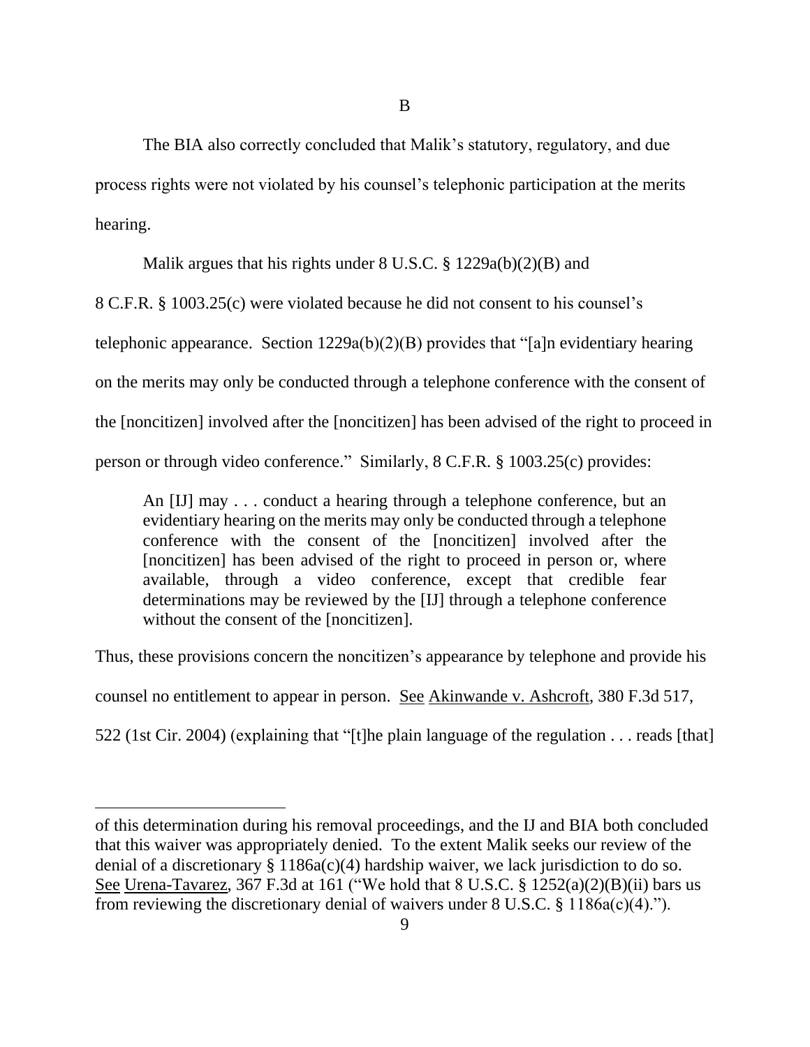### B

The BIA also correctly concluded that Malik's statutory, regulatory, and due process rights were not violated by his counsel's telephonic participation at the merits hearing.

Malik argues that his rights under 8 U.S.C. § 1229a(b)(2)(B) and 8 C.F.R. § 1003.25(c) were violated because he did not consent to his counsel's telephonic appearance. Section 1229a(b)(2)(B) provides that "[a]n evidentiary hearing on the merits may only be conducted through a telephone conference with the consent of the [noncitizen] involved after the [noncitizen] has been advised of the right to proceed in person or through video conference." Similarly, 8 C.F.R. § 1003.25(c) provides:

> An [IJ] may . . . conduct a hearing through a telephone conference, but an evidentiary hearing on the merits may only be conducted through a telephone conference with the consent of the [noncitizen] involved after the [noncitizen] has been advised of the right to proceed in person or, where available, through a video conference, except that credible fear determinations may be reviewed by the [IJ] through a telephone conference without the consent of the [noncitizen].

Thus, these provisions concern the noncitizen's appearance by telephone and provide his counsel no entitlement to appear in person. See Akinwande v. Ashcroft, 380 F.3d 517, 522 (1st Cir. 2004) (explaining that "[t]he plain language of the regulation . . . reads [that]

---

of this determination during his removal proceedings, and the IJ and BIA both concluded that this waiver was appropriately denied. To the extent Malik seeks our review of the denial of a discretionary § 1186a(c)(4) hardship waiver, we lack jurisdiction to do so. See Urena-Tavarez, 367 F.3d at 161 ("We hold that 8 U.S.C. § 1252(a)(2)(B)(ii) bars us from reviewing the discretionary denial of waivers under 8 U.S.C. § 1186a(c)(4).").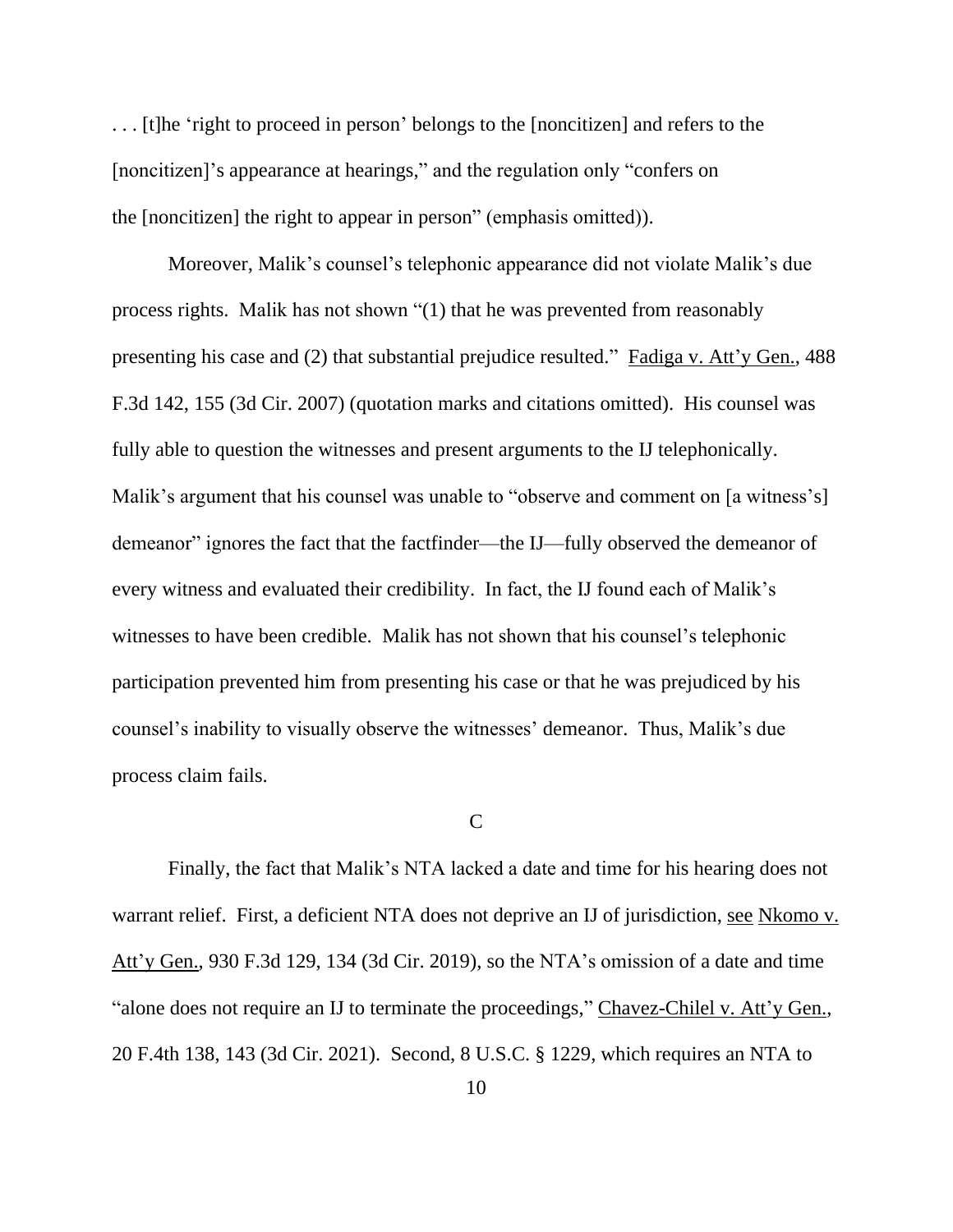. . . [t]he 'right to proceed in person' belongs to the [noncitizen] and refers to the [noncitizen]'s appearance at hearings," and the regulation only "confers on the [noncitizen] the right to appear in person" (emphasis omitted)).

Moreover, Malik's counsel's telephonic appearance did not violate Malik's due process rights. Malik has not shown "(1) that he was prevented from reasonably presenting his case and (2) that substantial prejudice resulted." Fadiga v. Att'y Gen., 488 F.3d 142, 155 (3d Cir. 2007) (quotation marks and citations omitted). His counsel was fully able to question the witnesses and present arguments to the IJ telephonically. Malik's argument that his counsel was unable to "observe and comment on [a witness's] demeanor" ignores the fact that the factfinder—the IJ—fully observed the demeanor of every witness and evaluated their credibility. In fact, the IJ found each of Malik's witnesses to have been credible. Malik has not shown that his counsel's telephonic participation prevented him from presenting his case or that he was prejudiced by his counsel's inability to visually observe the witnesses' demeanor. Thus, Malik's due process claim fails.

C

Finally, the fact that Malik's NTA lacked a date and time for his hearing does not warrant relief. First, a deficient NTA does not deprive an IJ of jurisdiction, see Nkomo v. Att'y Gen., 930 F.3d 129, 134 (3d Cir. 2019), so the NTA's omission of a date and time "alone does not require an IJ to terminate the proceedings," Chavez-Chilel v. Att'y Gen., 20 F.4th 138, 143 (3d Cir. 2021). Second, 8 U.S.C. § 1229, which requires an NTA to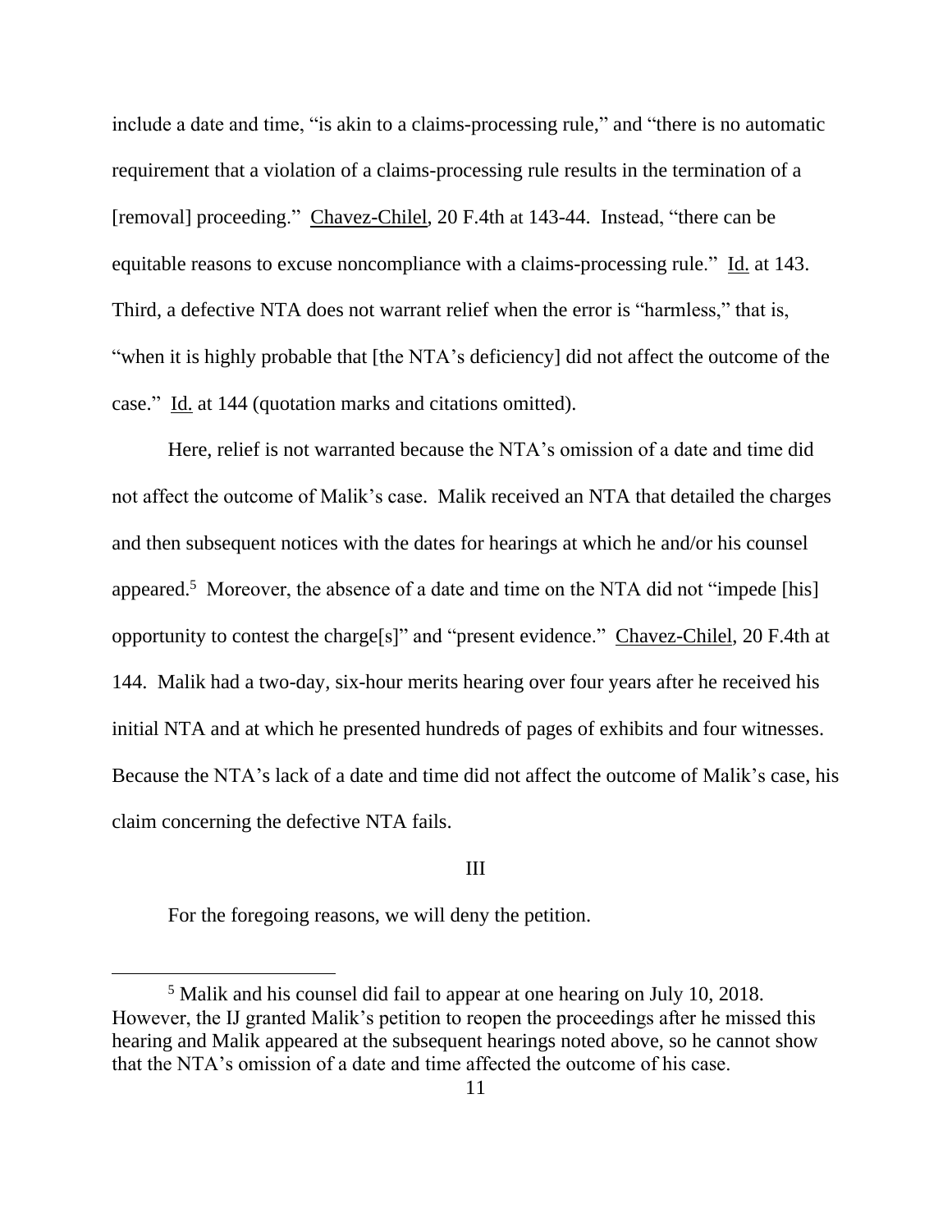include a date and time, "is akin to a claims-processing rule," and "there is no automatic requirement that a violation of a claims-processing rule results in the termination of a [removal] proceeding." Chavez-Chilel, 20 F.4th at 143-44. Instead, "there can be equitable reasons to excuse noncompliance with a claims-processing rule." Id. at 143. Third, a defective NTA does not warrant relief when the error is "harmless," that is, "when it is highly probable that [the NTA's deficiency] did not affect the outcome of the case." Id. at 144 (quotation marks and citations omitted).

Here, relief is not warranted because the NTA's omission of a date and time did not affect the outcome of Malik's case. Malik received an NTA that detailed the charges and then subsequent notices with the dates for hearings at which he and/or his counsel appeared.[5] Moreover, the absence of a date and time on the NTA did not "impede [his] opportunity to contest the charge[s]" and "present evidence." Chavez-Chilel, 20 F.4th at 144. Malik had a two-day, six-hour merits hearing over four years after he received his initial NTA and at which he presented hundreds of pages of exhibits and four witnesses. Because the NTA's lack of a date and time did not affect the outcome of Malik's case, his claim concerning the defective NTA fails.

III

For the foregoing reasons, we will deny the petition.

[5] Malik and his counsel did fail to appear at one hearing on July 10, 2018. However, the IJ granted Malik's petition to reopen the proceedings after he missed this hearing and Malik appeared at the subsequent hearings noted above, so he cannot show that the NTA's omission of a date and time affected the outcome of his case.